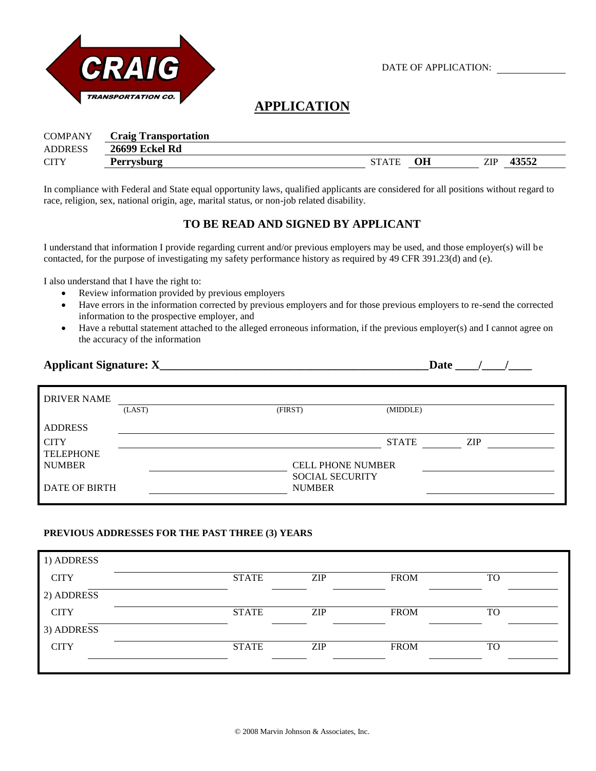CRAIG TRANSPORTATION CO.

DATE OF APPLICATION: ____________

# APPLICATION

COMPANY **Craig Transportation**
ADDRESS **26699 Eckel Rd**
CITY **Perrysburg** STATE **OH** ZIP **43552**

In compliance with Federal and State equal opportunity laws, qualified applicants are considered for all positions without regard to race, religion, sex, national origin, age, marital status, or non-job related disability.

## TO BE READ AND SIGNED BY APPLICANT

I understand that information I provide regarding current and/or previous employers may be used, and those employer(s) will be contacted, for the purpose of investigating my safety performance history as required by 49 CFR 391.23(d) and (e).

I also understand that I have the right to:

- Review information provided by previous employers
- Have errors in the information corrected by previous employers and for those previous employers to re-send the corrected information to the prospective employer, and
- Have a rebuttal statement attached to the alleged erroneous information, if the previous employer(s) and I cannot agree on the accuracy of the information

**Applicant Signature: X______________________________________________ Date ____/____/____**

DRIVER NAME ________________________________________________
(LAST) (FIRST) (MIDDLE)

ADDRESS ________________________________________________

CITY ______________________________ STATE ________ ZIP ____________

TELEPHONE NUMBER ____________________ CELL PHONE NUMBER ____________________

DATE OF BIRTH ____________________ SOCIAL SECURITY NUMBER ____________________

**PREVIOUS ADDRESSES FOR THE PAST THREE (3) YEARS**

1) ADDRESS ________________________________________________

CITY ____________________ STATE ________ ZIP ________ FROM ________ TO ________

2) ADDRESS ________________________________________________

CITY ____________________ STATE ________ ZIP ________ FROM ________ TO ________

3) ADDRESS ________________________________________________

CITY ____________________ STATE ________ ZIP ________ FROM ________ TO ________

© 2008 Marvin Johnson & Associates, Inc.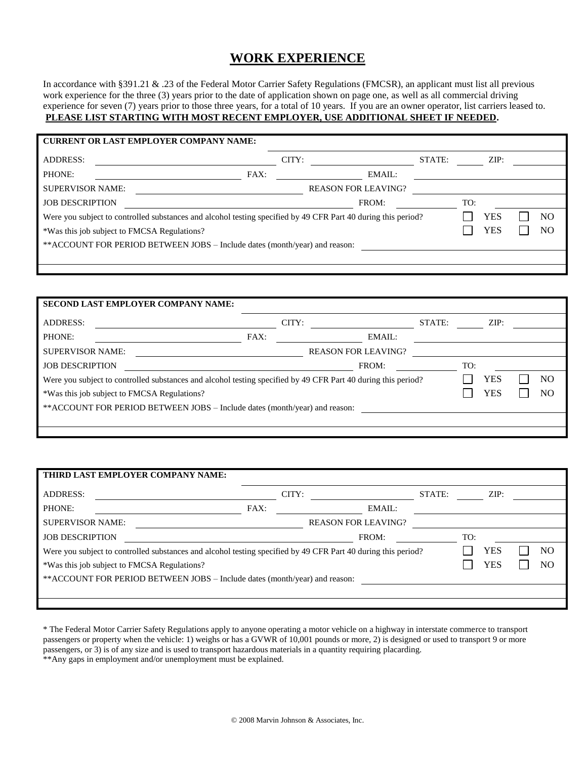# WORK EXPERIENCE

In accordance with §391.21 & .23 of the Federal Motor Carrier Safety Regulations (FMCSR), an applicant must list all previous work experience for the three (3) years prior to the date of application shown on page one, as well as all commercial driving experience for seven (7) years prior to those three years, for a total of 10 years. If you are an owner operator, list carriers leased to. **PLEASE LIST STARTING WITH MOST RECENT EMPLOYER, USE ADDITIONAL SHEET IF NEEDED.**

**CURRENT OR LAST EMPLOYER COMPANY NAME:** \_\_\_\_\_\_\_\_\_\_\_\_\_\_\_\_\_\_\_\_

ADDRESS: \_\_\_\_\_\_\_\_\_\_\_\_\_\_\_\_\_\_\_\_ CITY: \_\_\_\_\_\_\_\_\_\_\_\_\_\_\_\_ STATE: \_\_\_\_\_ ZIP: \_\_\_\_\_\_\_

PHONE: \_\_\_\_\_\_\_\_\_\_\_\_\_\_\_\_\_\_\_\_ FAX: \_\_\_\_\_\_\_\_\_\_\_\_\_\_ EMAIL: \_\_\_\_\_\_\_\_\_\_\_\_\_\_\_\_\_\_\_\_

SUPERVISOR NAME: \_\_\_\_\_\_\_\_\_\_\_\_\_\_\_\_\_\_\_\_ REASON FOR LEAVING? \_\_\_\_\_\_\_\_\_\_\_\_\_\_\_\_\_\_\_\_

JOB DESCRIPTION \_\_\_\_\_\_\_\_\_\_\_\_\_\_\_\_\_\_\_\_ FROM: \_\_\_\_\_\_\_\_\_\_ TO: \_\_\_\_\_\_\_\_\_\_

Were you subject to controlled substances and alcohol testing specified by 49 CFR Part 40 during this period? ☐ YES ☐ NO

*Was this job subject to FMCSA Regulations? ☐ YES ☐ NO

**ACCOUNT FOR PERIOD BETWEEN JOBS – Include dates (month/year) and reason: \_\_\_\_\_\_\_\_\_\_\_\_\_\_\_\_\_\_\_\_

\_\_\_\_\_\_\_\_\_\_\_\_\_\_\_\_\_\_\_\_\_\_\_\_\_\_\_\_\_\_\_\_\_\_\_\_\_\_\_\_

**SECOND LAST EMPLOYER COMPANY NAME:** \_\_\_\_\_\_\_\_\_\_\_\_\_\_\_\_\_\_\_\_

ADDRESS: \_\_\_\_\_\_\_\_\_\_\_\_\_\_\_\_\_\_\_\_ CITY: \_\_\_\_\_\_\_\_\_\_\_\_\_\_\_\_ STATE: \_\_\_\_\_ ZIP: \_\_\_\_\_\_\_

PHONE: \_\_\_\_\_\_\_\_\_\_\_\_\_\_\_\_\_\_\_\_ FAX: \_\_\_\_\_\_\_\_\_\_\_\_\_\_ EMAIL: \_\_\_\_\_\_\_\_\_\_\_\_\_\_\_\_\_\_\_\_

SUPERVISOR NAME: \_\_\_\_\_\_\_\_\_\_\_\_\_\_\_\_\_\_\_\_ REASON FOR LEAVING? \_\_\_\_\_\_\_\_\_\_\_\_\_\_\_\_\_\_\_\_

JOB DESCRIPTION \_\_\_\_\_\_\_\_\_\_\_\_\_\_\_\_\_\_\_\_ FROM: \_\_\_\_\_\_\_\_\_\_ TO: \_\_\_\_\_\_\_\_\_\_

Were you subject to controlled substances and alcohol testing specified by 49 CFR Part 40 during this period? ☐ YES ☐ NO

*Was this job subject to FMCSA Regulations? ☐ YES ☐ NO

**ACCOUNT FOR PERIOD BETWEEN JOBS – Include dates (month/year) and reason: \_\_\_\_\_\_\_\_\_\_\_\_\_\_\_\_\_\_\_\_

\_\_\_\_\_\_\_\_\_\_\_\_\_\_\_\_\_\_\_\_\_\_\_\_\_\_\_\_\_\_\_\_\_\_\_\_\_\_\_\_

**THIRD LAST EMPLOYER COMPANY NAME:** \_\_\_\_\_\_\_\_\_\_\_\_\_\_\_\_\_\_\_\_

ADDRESS: \_\_\_\_\_\_\_\_\_\_\_\_\_\_\_\_\_\_\_\_ CITY: \_\_\_\_\_\_\_\_\_\_\_\_\_\_\_\_ STATE: \_\_\_\_\_ ZIP: \_\_\_\_\_\_\_

PHONE: \_\_\_\_\_\_\_\_\_\_\_\_\_\_\_\_\_\_\_\_ FAX: \_\_\_\_\_\_\_\_\_\_\_\_\_\_ EMAIL: \_\_\_\_\_\_\_\_\_\_\_\_\_\_\_\_\_\_\_\_

SUPERVISOR NAME: \_\_\_\_\_\_\_\_\_\_\_\_\_\_\_\_\_\_\_\_ REASON FOR LEAVING? \_\_\_\_\_\_\_\_\_\_\_\_\_\_\_\_\_\_\_\_

JOB DESCRIPTION \_\_\_\_\_\_\_\_\_\_\_\_\_\_\_\_\_\_\_\_ FROM: \_\_\_\_\_\_\_\_\_\_ TO: \_\_\_\_\_\_\_\_\_\_

Were you subject to controlled substances and alcohol testing specified by 49 CFR Part 40 during this period? ☐ YES ☐ NO

*Was this job subject to FMCSA Regulations? ☐ YES ☐ NO

**ACCOUNT FOR PERIOD BETWEEN JOBS – Include dates (month/year) and reason: \_\_\_\_\_\_\_\_\_\_\_\_\_\_\_\_\_\_\_\_

\_\_\_\_\_\_\_\_\_\_\_\_\_\_\_\_\_\_\_\_\_\_\_\_\_\_\_\_\_\_\_\_\_\_\_\_\_\_\_\_

* The Federal Motor Carrier Safety Regulations apply to anyone operating a motor vehicle on a highway in interstate commerce to transport passengers or property when the vehicle: 1) weighs or has a GVWR of 10,001 pounds or more, 2) is designed or used to transport 9 or more passengers, or 3) is of any size and is used to transport hazardous materials in a quantity requiring placarding.

**Any gaps in employment and/or unemployment must be explained.

© 2008 Marvin Johnson & Associates, Inc.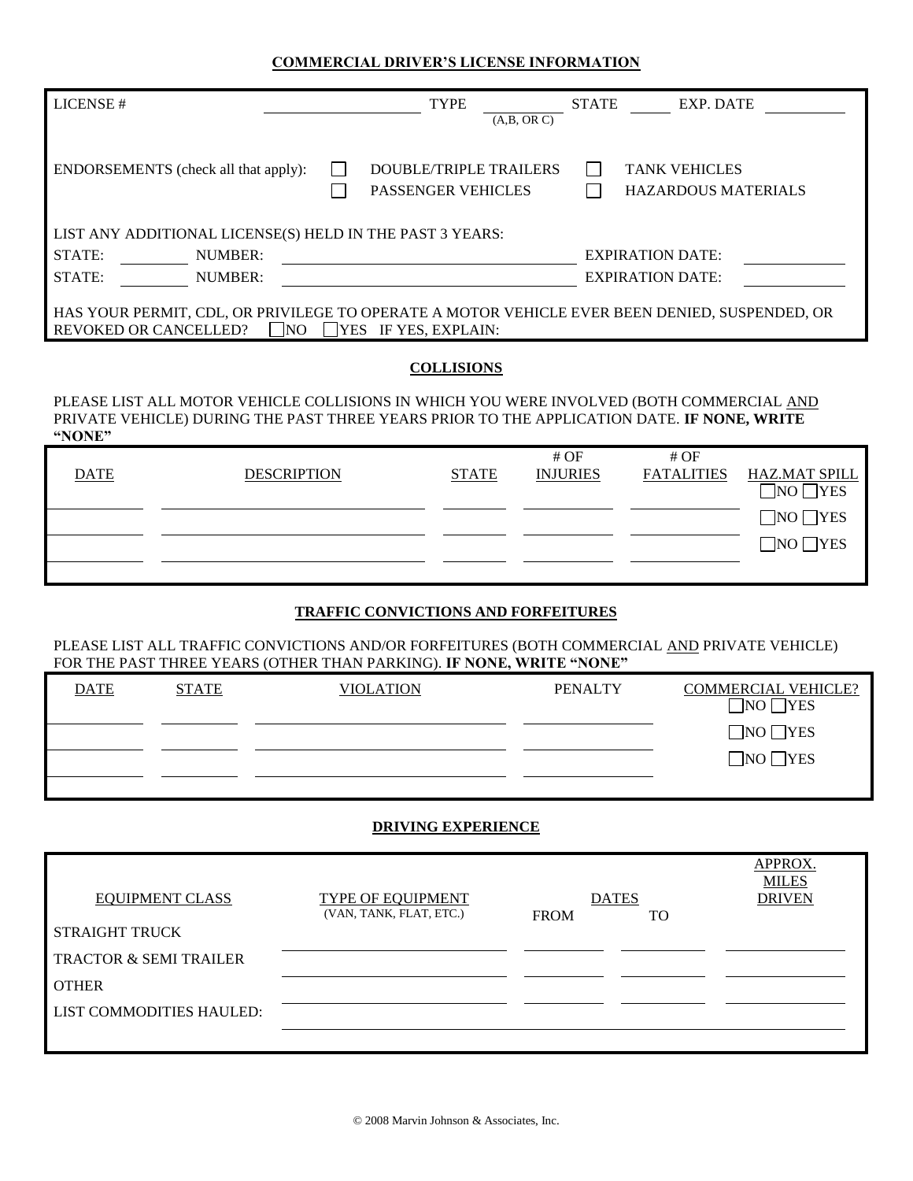## COMMERCIAL DRIVER'S LICENSE INFORMATION

LICENSE # ____________ TYPE ________ (A,B, OR C) STATE ______ EXP. DATE __________

ENDORSEMENTS (check all that apply):

- ☐ DOUBLE/TRIPLE TRAILERS
- ☐ TANK VEHICLES
- ☐ PASSENGER VEHICLES
- ☐ HAZARDOUS MATERIALS

LIST ANY ADDITIONAL LICENSE(S) HELD IN THE PAST 3 YEARS:

STATE: ________ NUMBER: ____________________ EXPIRATION DATE: __________

STATE: ________ NUMBER: ____________________ EXPIRATION DATE: __________

HAS YOUR PERMIT, CDL, OR PRIVILEGE TO OPERATE A MOTOR VEHICLE EVER BEEN DENIED, SUSPENDED, OR REVOKED OR CANCELLED? ☐NO ☐YES IF YES, EXPLAIN:

## COLLISIONS

PLEASE LIST ALL MOTOR VEHICLE COLLISIONS IN WHICH YOU WERE INVOLVED (BOTH COMMERCIAL AND PRIVATE VEHICLE) DURING THE PAST THREE YEARS PRIOR TO THE APPLICATION DATE. **IF NONE, WRITE "NONE"**

| DATE | DESCRIPTION | STATE | # OF INJURIES | # OF FATALITIES | HAZ.MAT SPILL |
|---|---|---|---|---|---|
| | | | | | ☐NO ☐YES |
| | | | | | ☐NO ☐YES |
| | | | | | ☐NO ☐YES |

## TRAFFIC CONVICTIONS AND FORFEITURES

PLEASE LIST ALL TRAFFIC CONVICTIONS AND/OR FORFEITURES (BOTH COMMERCIAL AND PRIVATE VEHICLE) FOR THE PAST THREE YEARS (OTHER THAN PARKING). **IF NONE, WRITE "NONE"**

| DATE | STATE | VIOLATION | PENALTY | COMMERCIAL VEHICLE? |
|---|---|---|---|---|
| | | | | ☐NO ☐YES |
| | | | | ☐NO ☐YES |
| | | | | ☐NO ☐YES |

## DRIVING EXPERIENCE

| EQUIPMENT CLASS | TYPE OF EQUIPMENT (VAN, TANK, FLAT, ETC.) | DATES FROM | DATES TO | APPROX. MILES DRIVEN |
|---|---|---|---|---|
| STRAIGHT TRUCK | | | | |
| TRACTOR & SEMI TRAILER | | | | |
| OTHER | | | | |

LIST COMMODITIES HAULED: ________________________________________

© 2008 Marvin Johnson & Associates, Inc.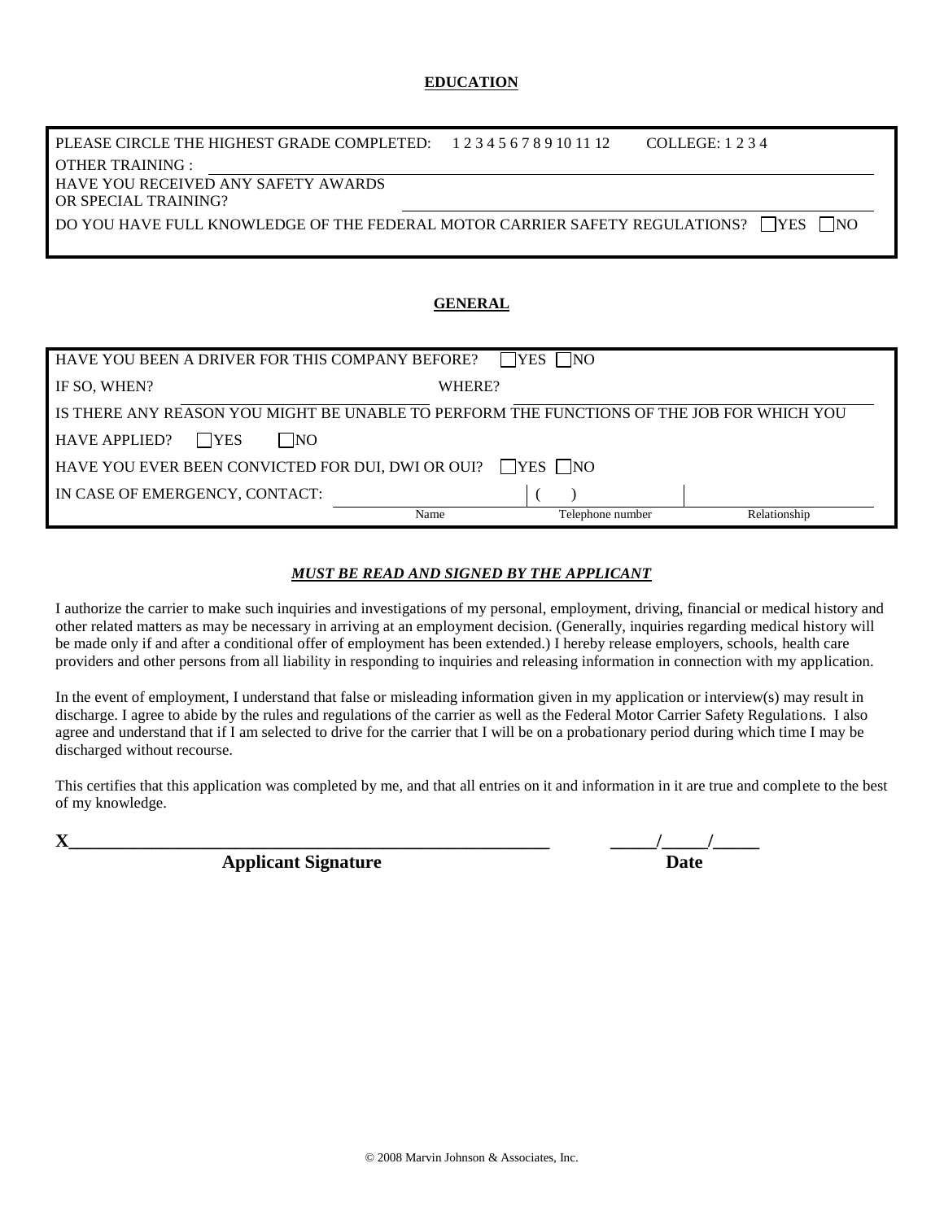## EDUCATION

PLEASE CIRCLE THE HIGHEST GRADE COMPLETED: 1 2 3 4 5 6 7 8 9 10 11 12 COLLEGE: 1 2 3 4

OTHER TRAINING : ______________________________

HAVE YOU RECEIVED ANY SAFETY AWARDS OR SPECIAL TRAINING? ______________________________

DO YOU HAVE FULL KNOWLEDGE OF THE FEDERAL MOTOR CARRIER SAFETY REGULATIONS? ☐YES ☐NO

## GENERAL

HAVE YOU BEEN A DRIVER FOR THIS COMPANY BEFORE? ☐YES ☐NO

IF SO, WHEN? ______________ WHERE? ______________

IS THERE ANY REASON YOU MIGHT BE UNABLE TO PERFORM THE FUNCTIONS OF THE JOB FOR WHICH YOU HAVE APPLIED? ☐YES ☐NO

HAVE YOU EVER BEEN CONVICTED FOR DUI, DWI OR OUI? ☐YES ☐NO

IN CASE OF EMERGENCY, CONTACT:

| Name | Telephone number | Relationship |
|---|---|---|
| | ( ) | |

***MUST BE READ AND SIGNED BY THE APPLICANT***

I authorize the carrier to make such inquiries and investigations of my personal, employment, driving, financial or medical history and other related matters as may be necessary in arriving at an employment decision. (Generally, inquiries regarding medical history will be made only if and after a conditional offer of employment has been extended.) I hereby release employers, schools, health care providers and other persons from all liability in responding to inquiries and releasing information in connection with my application.

In the event of employment, I understand that false or misleading information given in my application or interview(s) may result in discharge. I agree to abide by the rules and regulations of the carrier as well as the Federal Motor Carrier Safety Regulations. I also agree and understand that if I am selected to drive for the carrier that I will be on a probationary period during which time I may be discharged without recourse.

This certifies that this application was completed by me, and that all entries on it and information in it are true and complete to the best of my knowledge.

**X**______________________________________________ _____/_____/_____

**Applicant Signature** **Date**

© 2008 Marvin Johnson & Associates, Inc.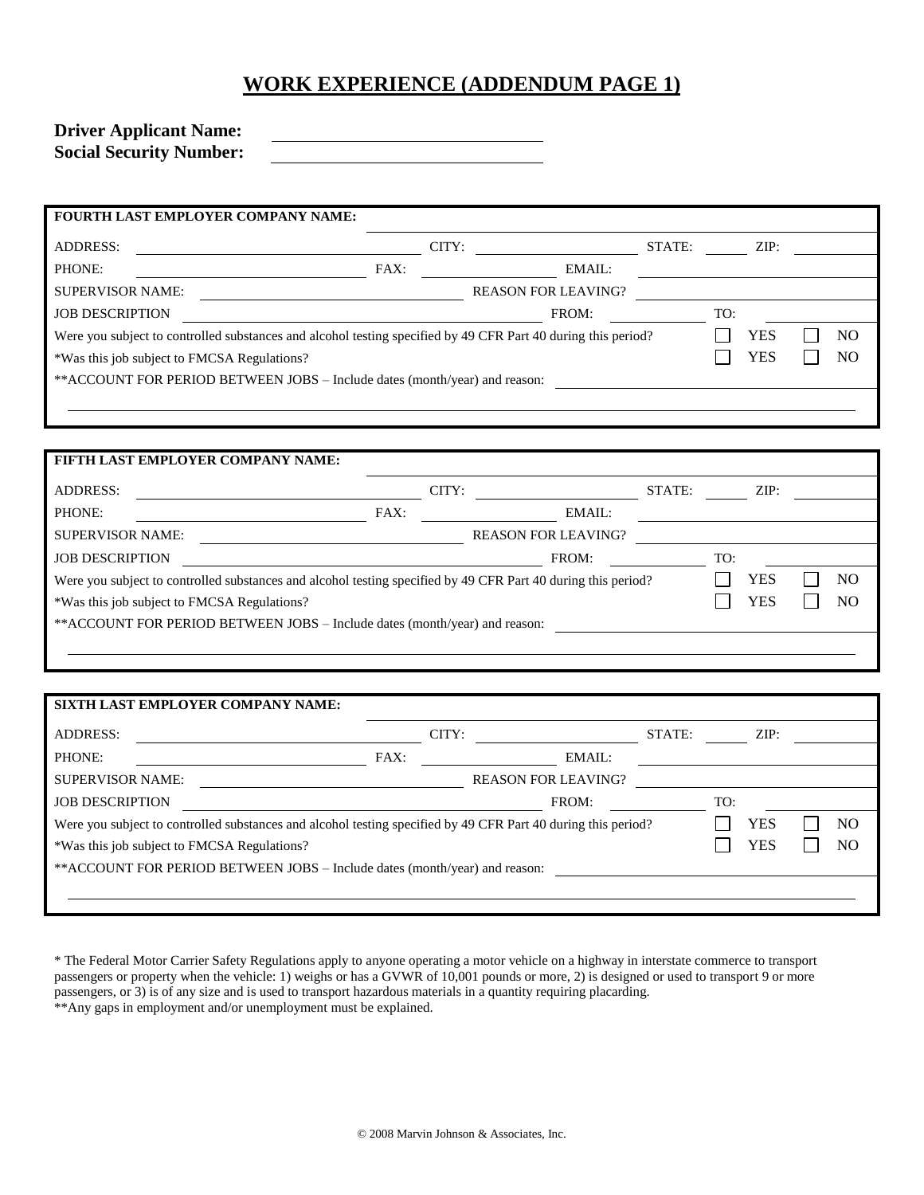# WORK EXPERIENCE (ADDENDUM PAGE 1)

**Driver Applicant Name:** ______________________________
**Social Security Number:** ______________________________

---

**FOURTH LAST EMPLOYER COMPANY NAME:** ______________________________

ADDRESS: ______________________________ CITY: ____________________ STATE: ______ ZIP: __________

PHONE: ____________________ FAX: ____________________ EMAIL: ____________________

SUPERVISOR NAME: ____________________ REASON FOR LEAVING? ____________________

JOB DESCRIPTION ____________________ FROM: __________ TO: __________

Were you subject to controlled substances and alcohol testing specified by 49 CFR Part 40 during this period? ☐ YES ☐ NO

*Was this job subject to FMCSA Regulations? ☐ YES ☐ NO

**ACCOUNT FOR PERIOD BETWEEN JOBS – Include dates (month/year) and reason: ______________________________

______________________________________________________________________

---

**FIFTH LAST EMPLOYER COMPANY NAME:** ______________________________

ADDRESS: ______________________________ CITY: ____________________ STATE: ______ ZIP: __________

PHONE: ____________________ FAX: ____________________ EMAIL: ____________________

SUPERVISOR NAME: ____________________ REASON FOR LEAVING? ____________________

JOB DESCRIPTION ____________________ FROM: __________ TO: __________

Were you subject to controlled substances and alcohol testing specified by 49 CFR Part 40 during this period? ☐ YES ☐ NO

*Was this job subject to FMCSA Regulations? ☐ YES ☐ NO

**ACCOUNT FOR PERIOD BETWEEN JOBS – Include dates (month/year) and reason: ______________________________

______________________________________________________________________

---

**SIXTH LAST EMPLOYER COMPANY NAME:** ______________________________

ADDRESS: ______________________________ CITY: ____________________ STATE: ______ ZIP: __________

PHONE: ____________________ FAX: ____________________ EMAIL: ____________________

SUPERVISOR NAME: ____________________ REASON FOR LEAVING? ____________________

JOB DESCRIPTION ____________________ FROM: __________ TO: __________

Were you subject to controlled substances and alcohol testing specified by 49 CFR Part 40 during this period? ☐ YES ☐ NO

*Was this job subject to FMCSA Regulations? ☐ YES ☐ NO

**ACCOUNT FOR PERIOD BETWEEN JOBS – Include dates (month/year) and reason: ______________________________

______________________________________________________________________

---

* The Federal Motor Carrier Safety Regulations apply to anyone operating a motor vehicle on a highway in interstate commerce to transport passengers or property when the vehicle: 1) weighs or has a GVWR of 10,001 pounds or more, 2) is designed or used to transport 9 or more passengers, or 3) is of any size and is used to transport hazardous materials in a quantity requiring placarding.

**Any gaps in employment and/or unemployment must be explained.

© 2008 Marvin Johnson & Associates, Inc.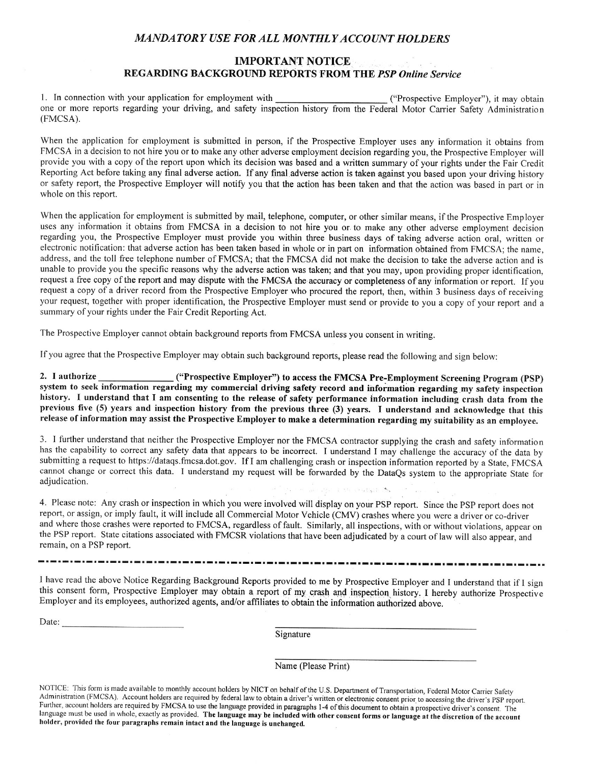*MANDATORY USE FOR ALL MONTHLY ACCOUNT HOLDERS*

## IMPORTANT NOTICE
## REGARDING BACKGROUND REPORTS FROM THE *PSP Online Service*

1. In connection with your application for employment with ______________________ ("Prospective Employer"), it may obtain one or more reports regarding your driving, and safety inspection history from the Federal Motor Carrier Safety Administration (FMCSA).

When the application for employment is submitted in person, if the Prospective Employer uses any information it obtains from FMCSA in a decision to not hire you or to make any other adverse employment decision regarding you, the Prospective Employer will provide you with a copy of the report upon which its decision was based and a written summary of your rights under the Fair Credit Reporting Act before taking any final adverse action. If any final adverse action is taken against you based upon your driving history or safety report, the Prospective Employer will notify you that the action has been taken and that the action was based in part or in whole on this report.

When the application for employment is submitted by mail, telephone, computer, or other similar means, if the Prospective Employer uses any information it obtains from FMCSA in a decision to not hire you or to make any other adverse employment decision regarding you, the Prospective Employer must provide you within three business days of taking adverse action oral, written or electronic notification: that adverse action has been taken based in whole or in part on information obtained from FMCSA; the name, address, and the toll free telephone number of FMCSA; that the FMCSA did not make the decision to take the adverse action and is unable to provide you the specific reasons why the adverse action was taken; and that you may, upon providing proper identification, request a free copy of the report and may dispute with the FMCSA the accuracy or completeness of any information or report. If you request a copy of a driver record from the Prospective Employer who procured the report, then, within 3 business days of receiving your request, together with proper identification, the Prospective Employer must send or provide to you a copy of your report and a summary of your rights under the Fair Credit Reporting Act.

The Prospective Employer cannot obtain background reports from FMCSA unless you consent in writing.

If you agree that the Prospective Employer may obtain such background reports, please read the following and sign below:

**2. I authorize _______________ ("Prospective Employer") to access the FMCSA Pre-Employment Screening Program (PSP) system to seek information regarding my commercial driving safety record and information regarding my safety inspection history. I understand that I am consenting to the release of safety performance information including crash data from the previous five (5) years and inspection history from the previous three (3) years. I understand and acknowledge that this release of information may assist the Prospective Employer to make a determination regarding my suitability as an employee.**

3. I further understand that neither the Prospective Employer nor the FMCSA contractor supplying the crash and safety information has the capability to correct any safety data that appears to be incorrect. I understand I may challenge the accuracy of the data by submitting a request to https://dataqs.fmcsa.dot.gov. If I am challenging crash or inspection information reported by a State, FMCSA cannot change or correct this data. I understand my request will be forwarded by the DataQs system to the appropriate State for adjudication.

4. Please note: Any crash or inspection in which you were involved will display on your PSP report. Since the PSP report does not report, or assign, or imply fault, it will include all Commercial Motor Vehicle (CMV) crashes where you were a driver or co-driver and where those crashes were reported to FMCSA, regardless of fault. Similarly, all inspections, with or without violations, appear on the PSP report. State citations associated with FMCSR violations that have been adjudicated by a court of law will also appear, and remain, on a PSP report.

---

I have read the above Notice Regarding Background Reports provided to me by Prospective Employer and I understand that if I sign this consent form, Prospective Employer may obtain a report of my crash and inspection history. I hereby authorize Prospective Employer and its employees, authorized agents, and/or affiliates to obtain the information authorized above.

Date: ________________________

______________________________
Signature

______________________________
Name (Please Print)

NOTICE: This form is made available to monthly account holders by NICT on behalf of the U.S. Department of Transportation, Federal Motor Carrier Safety Administration (FMCSA). Account holders are required by federal law to obtain a driver's written or electronic consent prior to accessing the driver's PSP report. Further, account holders are required by FMCSA to use the language provided in paragraphs 1-4 of this document to obtain a prospective driver's consent. The language must be used in whole, exactly as provided. **The language may be included with other consent forms or language at the discretion of the account holder, provided the four paragraphs remain intact and the language is unchanged.**